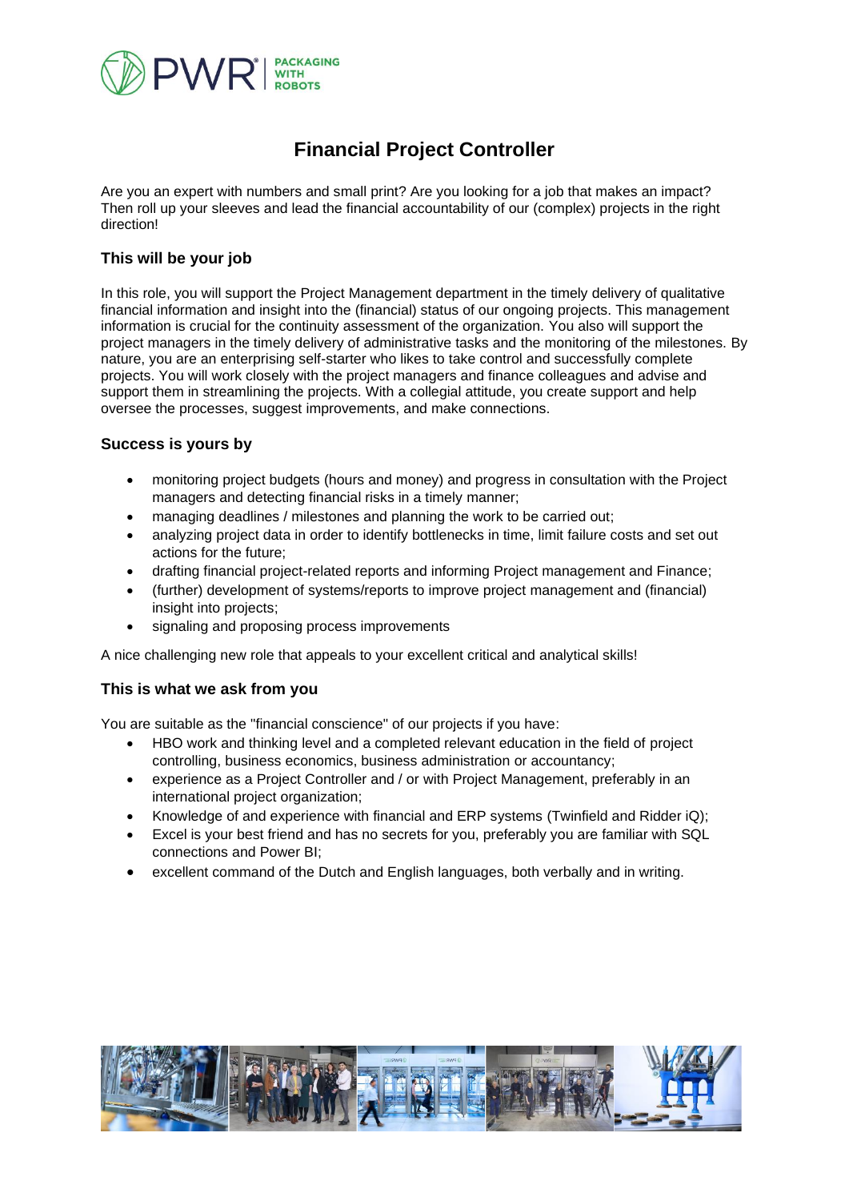# Financial Project Controller

Are you an expert with numbers and small print? Are you looking for a job that makes an impact? Then roll up your sleeves and lead the financial accountability of our (complex) projects in the right direction!

## This will be your job

In this role, you will support the Project Management department in the timely delivery of qualitative financial information and insight into the (financial) status of our ongoing projects. This management information is crucial for the continuity assessment of the organization. You also will support the project managers in the timely delivery of administrative tasks and the monitoring of the milestones. By nature, you are an enterprising self-starter who likes to take control and successfully complete projects. You will work closely with the project managers and finance colleagues and advise and support them in streamlining the projects. With a collegial attitude, you create support and help oversee the processes, suggest improvements, and make connections.

## Success is yours by

- monitoring project budgets (hours and money) and progress in consultation with the Project managers and detecting financial risks in a timely manner;
- managing deadlines / milestones and planning the work to be carried out;
- analyzing project data in order to identify bottlenecks in time, limit failure costs and set out actions for the future;
- drafting financial project-related reports and informing Project management and Finance;
- (further) development of systems/reports to improve project management and (financial) insight into projects;
- signaling and proposing process improvements

A nice challenging new role that appeals to your excellent critical and analytical skills!

## This is what we ask from you

You are suitable as the "financial conscience" of our projects if you have:

- HBO work and thinking level and a completed relevant education in the field of project controlling, business economics, business administration or accountancy;
- experience as a Project Controller and / or with Project Management, preferably in an international project organization;
- Knowledge of and experience with financial and ERP systems (Twinfield and Ridder iQ);
- Excel is your best friend and has no secrets for you, preferably you are familiar with SQL connections and Power BI;
- excellent command of the Dutch and English languages, both verbally and in writing.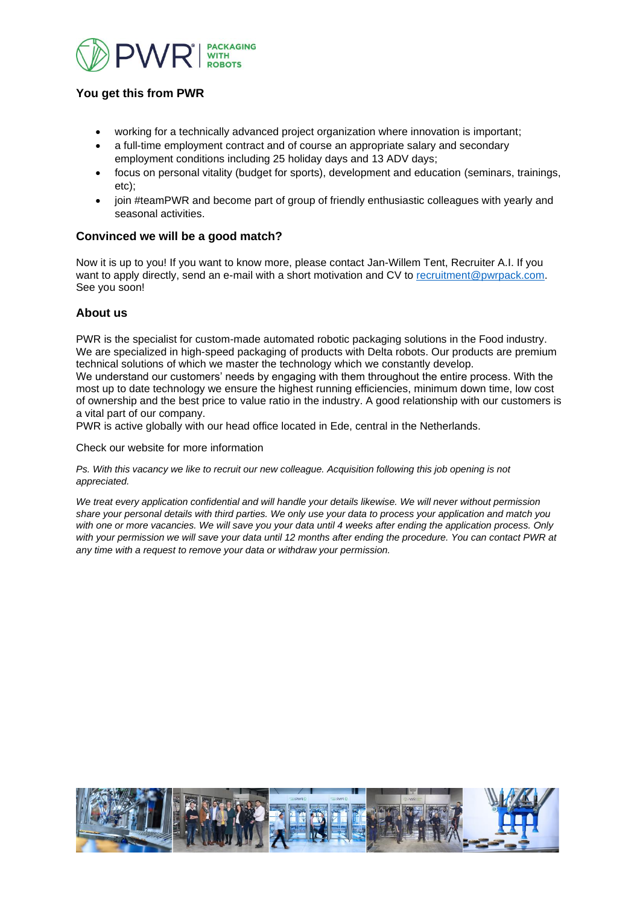## You get this from PWR

- working for a technically advanced project organization where innovation is important;
- a full-time employment contract and of course an appropriate salary and secondary employment conditions including 25 holiday days and 13 ADV days;
- focus on personal vitality (budget for sports), development and education (seminars, trainings, etc);
- join #teamPWR and become part of group of friendly enthusiastic colleagues with yearly and seasonal activities.

## Convinced we will be a good match?

Now it is up to you! If you want to know more, please contact Jan-Willem Tent, Recruiter A.I. If you want to apply directly, send an e-mail with a short motivation and CV to recruitment@pwrpack.com. See you soon!

## About us

PWR is the specialist for custom-made automated robotic packaging solutions in the Food industry. We are specialized in high-speed packaging of products with Delta robots. Our products are premium technical solutions of which we master the technology which we constantly develop.
We understand our customers' needs by engaging with them throughout the entire process. With the most up to date technology we ensure the highest running efficiencies, minimum down time, low cost of ownership and the best price to value ratio in the industry. A good relationship with our customers is a vital part of our company.
PWR is active globally with our head office located in Ede, central in the Netherlands.

Check our website for more information

*Ps. With this vacancy we like to recruit our new colleague. Acquisition following this job opening is not appreciated.*

*We treat every application confidential and will handle your details likewise. We will never without permission share your personal details with third parties. We only use your data to process your application and match you with one or more vacancies. We will save you your data until 4 weeks after ending the application process. Only with your permission we will save your data until 12 months after ending the procedure. You can contact PWR at any time with a request to remove your data or withdraw your permission.*